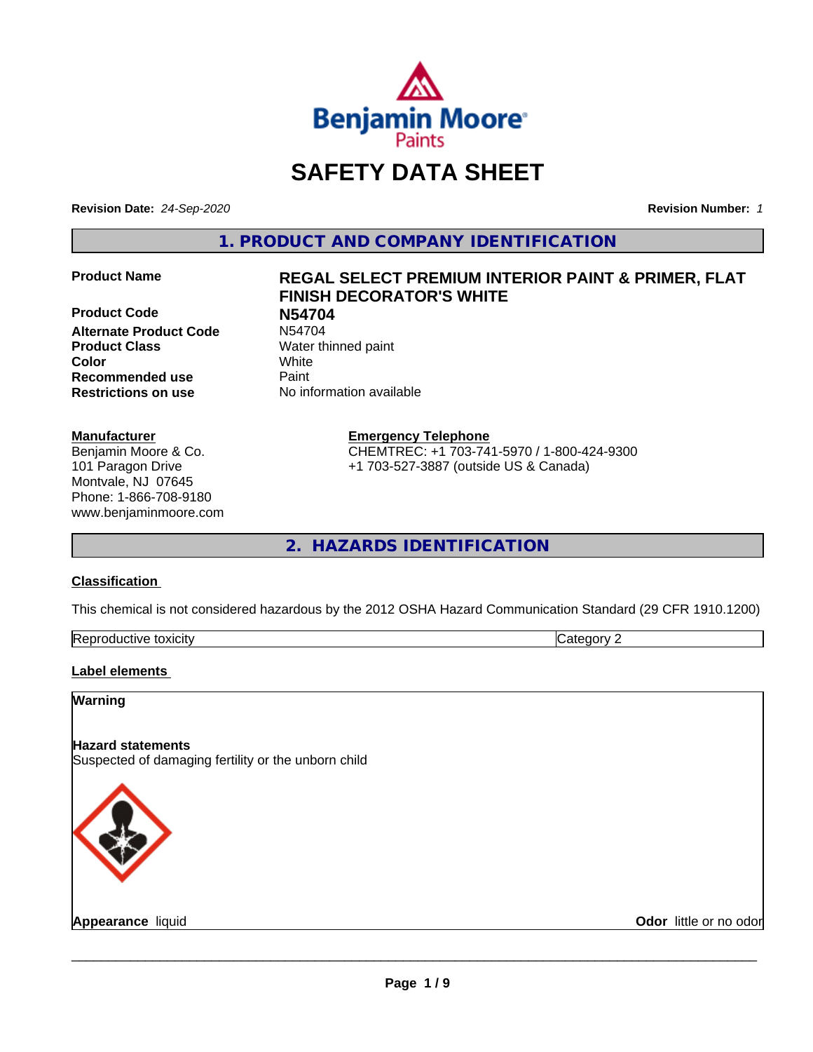Benjamin Moore Paints

# SAFETY DATA SHEET

**Revision Date:** *24-Sep-2020* **Revision Number:** *1*

## 1. PRODUCT AND COMPANY IDENTIFICATION

| | |
|---|---|
| **Product Name** | **REGAL SELECT PREMIUM INTERIOR PAINT & PRIMER, FLAT FINISH DECORATOR'S WHITE** |
| **Product Code** | **N54704** |
| **Alternate Product Code** | N54704 |
| **Product Class** | Water thinned paint |
| **Color** | White |
| **Recommended use** | Paint |
| **Restrictions on use** | No information available |

**Manufacturer**
Benjamin Moore & Co.
101 Paragon Drive
Montvale, NJ 07645
Phone: 1-866-708-9180
www.benjaminmoore.com

**Emergency Telephone**
CHEMTREC: +1 703-741-5970 / 1-800-424-9300
+1 703-527-3887 (outside US & Canada)

## 2. HAZARDS IDENTIFICATION

**Classification**

This chemical is not considered hazardous by the 2012 OSHA Hazard Communication Standard (29 CFR 1910.1200)

| | |
|---|---|
| Reproductive toxicity | Category 2 |

**Label elements**

**Warning**

**Hazard statements**
Suspected of damaging fertility or the unborn child

**Appearance** liquid **Odor** little or no odor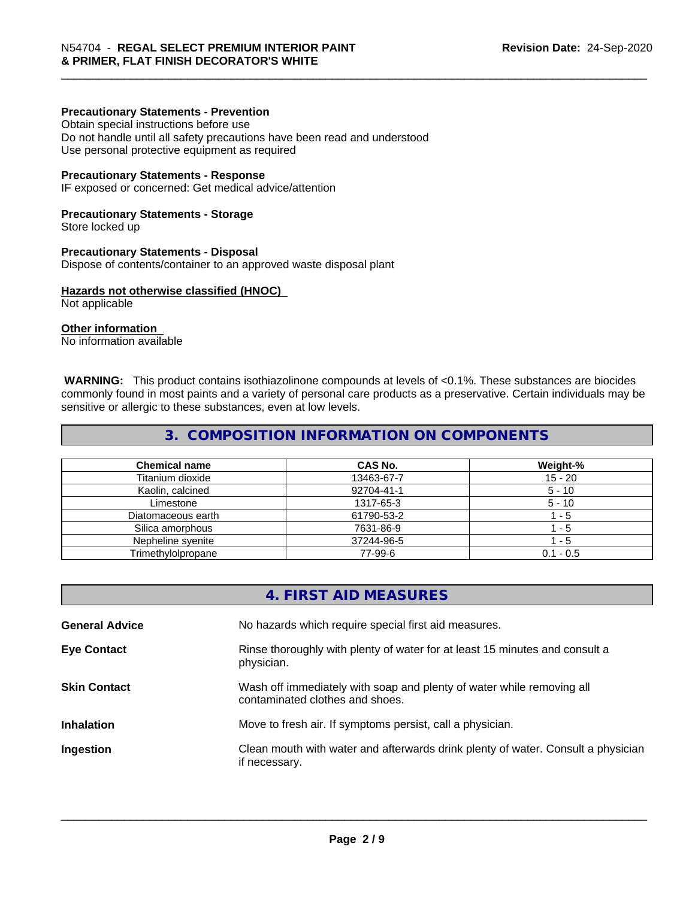**Precautionary Statements - Prevention**
Obtain special instructions before use
Do not handle until all safety precautions have been read and understood
Use personal protective equipment as required

**Precautionary Statements - Response**
IF exposed or concerned: Get medical advice/attention

**Precautionary Statements - Storage**
Store locked up

**Precautionary Statements - Disposal**
Dispose of contents/container to an approved waste disposal plant

**Hazards not otherwise classified (HNOC)**
Not applicable

**Other information**
No information available

**WARNING:** This product contains isothiazolinone compounds at levels of <0.1%. These substances are biocides commonly found in most paints and a variety of personal care products as a preservative. Certain individuals may be sensitive or allergic to these substances, even at low levels.

## 3. COMPOSITION INFORMATION ON COMPONENTS

| Chemical name | CAS No. | Weight-% |
|---|---|---|
| Titanium dioxide | 13463-67-7 | 15 - 20 |
| Kaolin, calcined | 92704-41-1 | 5 - 10 |
| Limestone | 1317-65-3 | 5 - 10 |
| Diatomaceous earth | 61790-53-2 | 1 - 5 |
| Silica amorphous | 7631-86-9 | 1 - 5 |
| Nepheline syenite | 37244-96-5 | 1 - 5 |
| Trimethylolpropane | 77-99-6 | 0.1 - 0.5 |

## 4. FIRST AID MEASURES

| | |
|---|---|
| **General Advice** | No hazards which require special first aid measures. |
| **Eye Contact** | Rinse thoroughly with plenty of water for at least 15 minutes and consult a physician. |
| **Skin Contact** | Wash off immediately with soap and plenty of water while removing all contaminated clothes and shoes. |
| **Inhalation** | Move to fresh air. If symptoms persist, call a physician. |
| **Ingestion** | Clean mouth with water and afterwards drink plenty of water. Consult a physician if necessary. |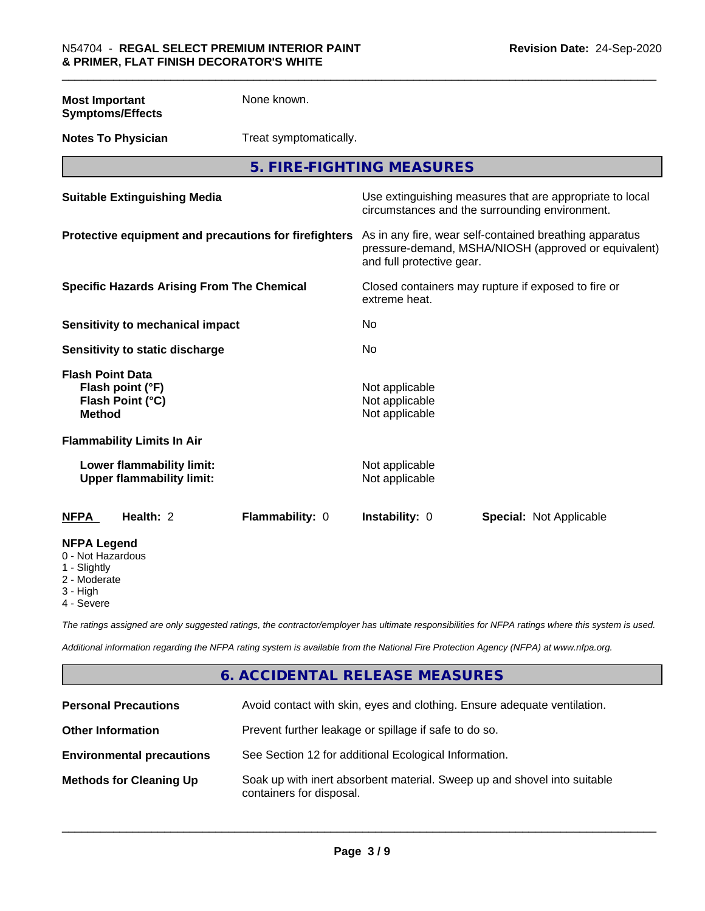**Most Important Symptoms/Effects** None known.

**Notes To Physician** Treat symptomatically.

## 5. FIRE-FIGHTING MEASURES

| | |
|---|---|
| **Suitable Extinguishing Media** | Use extinguishing measures that are appropriate to local circumstances and the surrounding environment. |
| **Protective equipment and precautions for firefighters** | As in any fire, wear self-contained breathing apparatus pressure-demand, MSHA/NIOSH (approved or equivalent) and full protective gear. |
| **Specific Hazards Arising From The Chemical** | Closed containers may rupture if exposed to fire or extreme heat. |
| **Sensitivity to mechanical impact** | No |
| **Sensitivity to static discharge** | No |

**Flash Point Data**

| | |
|---|---|
| **Flash point (°F)** | Not applicable |
| **Flash Point (°C)** | Not applicable |
| **Method** | Not applicable |

**Flammability Limits In Air**

| | |
|---|---|
| **Lower flammability limit:** | Not applicable |
| **Upper flammability limit:** | Not applicable |

| **NFPA** | **Health:** 2 | **Flammability:** 0 | **Instability:** 0 | **Special:** Not Applicable |
|---|---|---|---|---|

**NFPA Legend**
- 0 - Not Hazardous
- 1 - Slightly
- 2 - Moderate
- 3 - High
- 4 - Severe

*The ratings assigned are only suggested ratings, the contractor/employer has ultimate responsibilities for NFPA ratings where this system is used.*

*Additional information regarding the NFPA rating system is available from the National Fire Protection Agency (NFPA) at www.nfpa.org.*

## 6. ACCIDENTAL RELEASE MEASURES

| | |
|---|---|
| **Personal Precautions** | Avoid contact with skin, eyes and clothing. Ensure adequate ventilation. |
| **Other Information** | Prevent further leakage or spillage if safe to do so. |
| **Environmental precautions** | See Section 12 for additional Ecological Information. |
| **Methods for Cleaning Up** | Soak up with inert absorbent material. Sweep up and shovel into suitable containers for disposal. |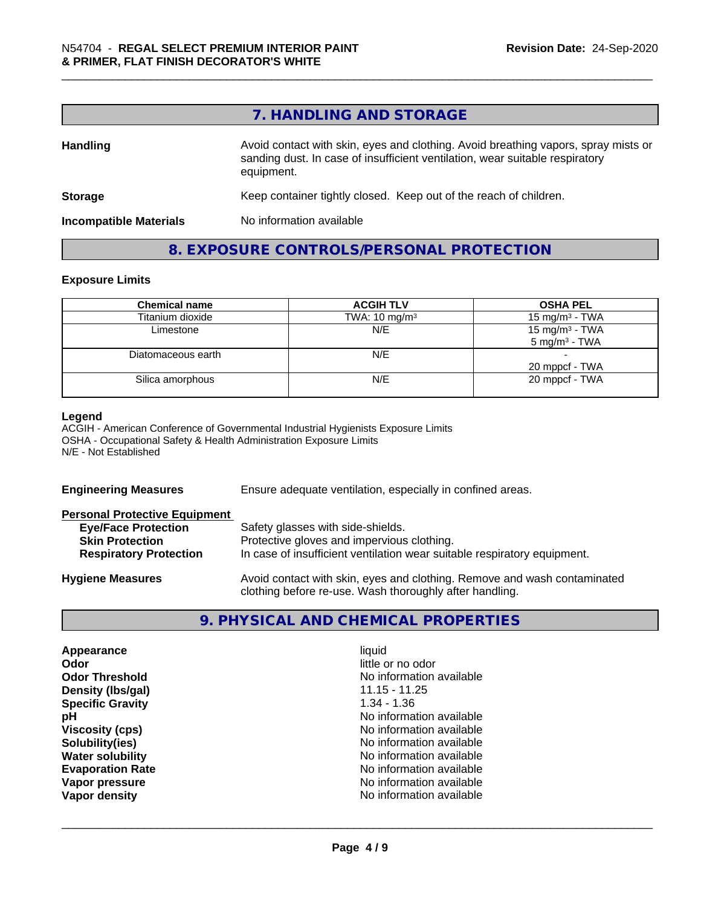## 7. HANDLING AND STORAGE

**Handling** Avoid contact with skin, eyes and clothing. Avoid breathing vapors, spray mists or sanding dust. In case of insufficient ventilation, wear suitable respiratory equipment.

**Storage** Keep container tightly closed. Keep out of the reach of children.

**Incompatible Materials** No information available

## 8. EXPOSURE CONTROLS/PERSONAL PROTECTION

### Exposure Limits

| Chemical name | ACGIH TLV | OSHA PEL |
| --- | --- | --- |
| Titanium dioxide | TWA: 10 mg/m³ | 15 mg/m³ - TWA |
| Limestone | N/E | 15 mg/m³ - TWA<br>5 mg/m³ - TWA |
| Diatomaceous earth | N/E | -<br>20 mppcf - TWA |
| Silica amorphous | N/E | 20 mppcf - TWA |

**Legend**
ACGIH - American Conference of Governmental Industrial Hygienists Exposure Limits
OSHA - Occupational Safety & Health Administration Exposure Limits
N/E - Not Established

**Engineering Measures** Ensure adequate ventilation, especially in confined areas.

**Personal Protective Equipment**
- **Eye/Face Protection** Safety glasses with side-shields.
- **Skin Protection** Protective gloves and impervious clothing.
- **Respiratory Protection** In case of insufficient ventilation wear suitable respiratory equipment.

**Hygiene Measures** Avoid contact with skin, eyes and clothing. Remove and wash contaminated clothing before re-use. Wash thoroughly after handling.

## 9. PHYSICAL AND CHEMICAL PROPERTIES

| | |
| --- | --- |
| **Appearance** | liquid |
| **Odor** | little or no odor |
| **Odor Threshold** | No information available |
| **Density (lbs/gal)** | 11.15 - 11.25 |
| **Specific Gravity** | 1.34 - 1.36 |
| **pH** | No information available |
| **Viscosity (cps)** | No information available |
| **Solubility(ies)** | No information available |
| **Water solubility** | No information available |
| **Evaporation Rate** | No information available |
| **Vapor pressure** | No information available |
| **Vapor density** | No information available |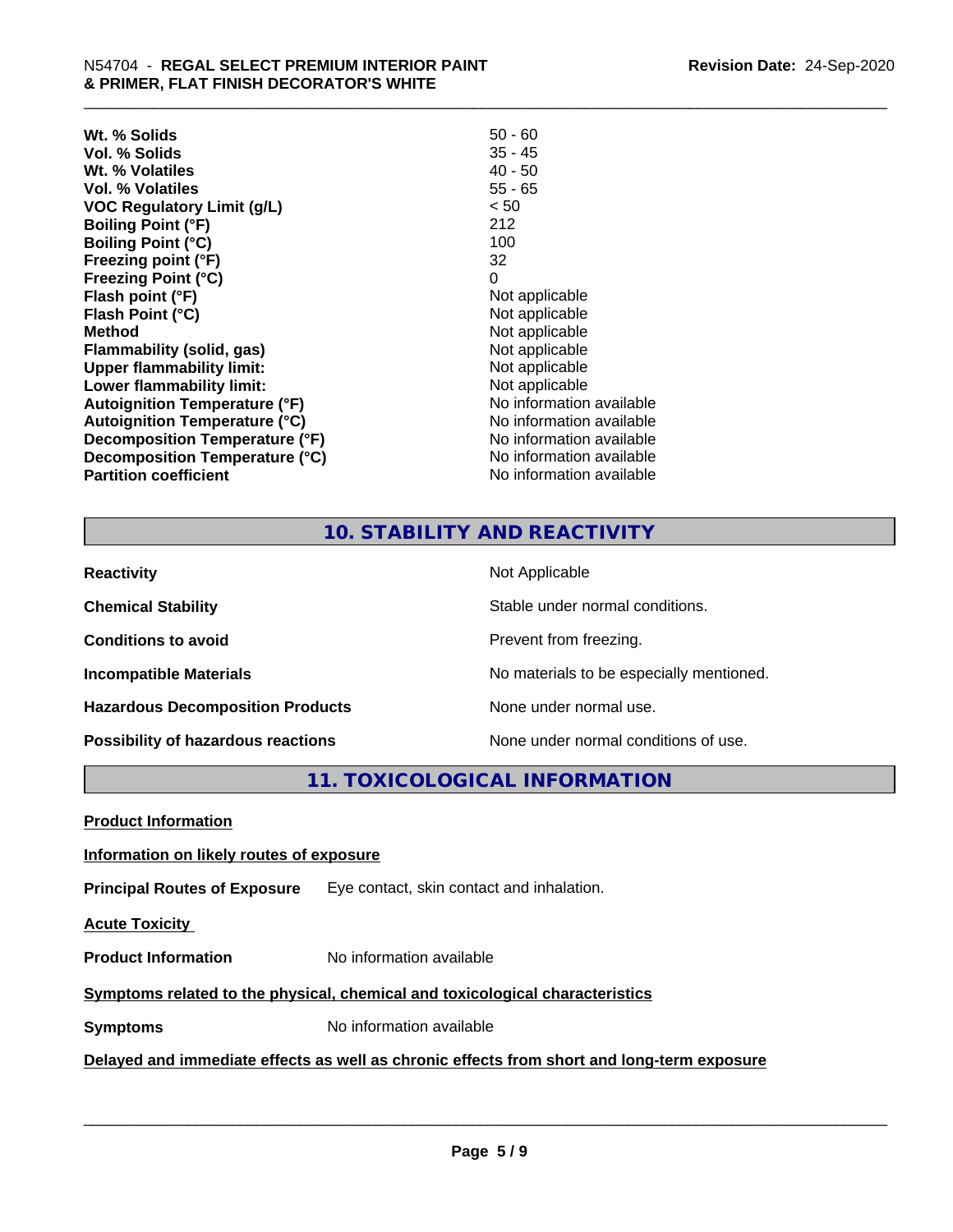| | |
|---|---|
| **Wt. % Solids** | 50 - 60 |
| **Vol. % Solids** | 35 - 45 |
| **Wt. % Volatiles** | 40 - 50 |
| **Vol. % Volatiles** | 55 - 65 |
| **VOC Regulatory Limit (g/L)** | < 50 |
| **Boiling Point (°F)** | 212 |
| **Boiling Point (°C)** | 100 |
| **Freezing point (°F)** | 32 |
| **Freezing Point (°C)** | 0 |
| **Flash point (°F)** | Not applicable |
| **Flash Point (°C)** | Not applicable |
| **Method** | Not applicable |
| **Flammability (solid, gas)** | Not applicable |
| **Upper flammability limit:** | Not applicable |
| **Lower flammability limit:** | Not applicable |
| **Autoignition Temperature (°F)** | No information available |
| **Autoignition Temperature (°C)** | No information available |
| **Decomposition Temperature (°F)** | No information available |
| **Decomposition Temperature (°C)** | No information available |
| **Partition coefficient** | No information available |

## 10. STABILITY AND REACTIVITY

| | |
|---|---|
| **Reactivity** | Not Applicable |
| **Chemical Stability** | Stable under normal conditions. |
| **Conditions to avoid** | Prevent from freezing. |
| **Incompatible Materials** | No materials to be especially mentioned. |
| **Hazardous Decomposition Products** | None under normal use. |
| **Possibility of hazardous reactions** | None under normal conditions of use. |

## 11. TOXICOLOGICAL INFORMATION

**Product Information**

**Information on likely routes of exposure**

**Principal Routes of Exposure** Eye contact, skin contact and inhalation.

**Acute Toxicity**

**Product Information** No information available

**Symptoms related to the physical, chemical and toxicological characteristics**

**Symptoms** No information available

**Delayed and immediate effects as well as chronic effects from short and long-term exposure**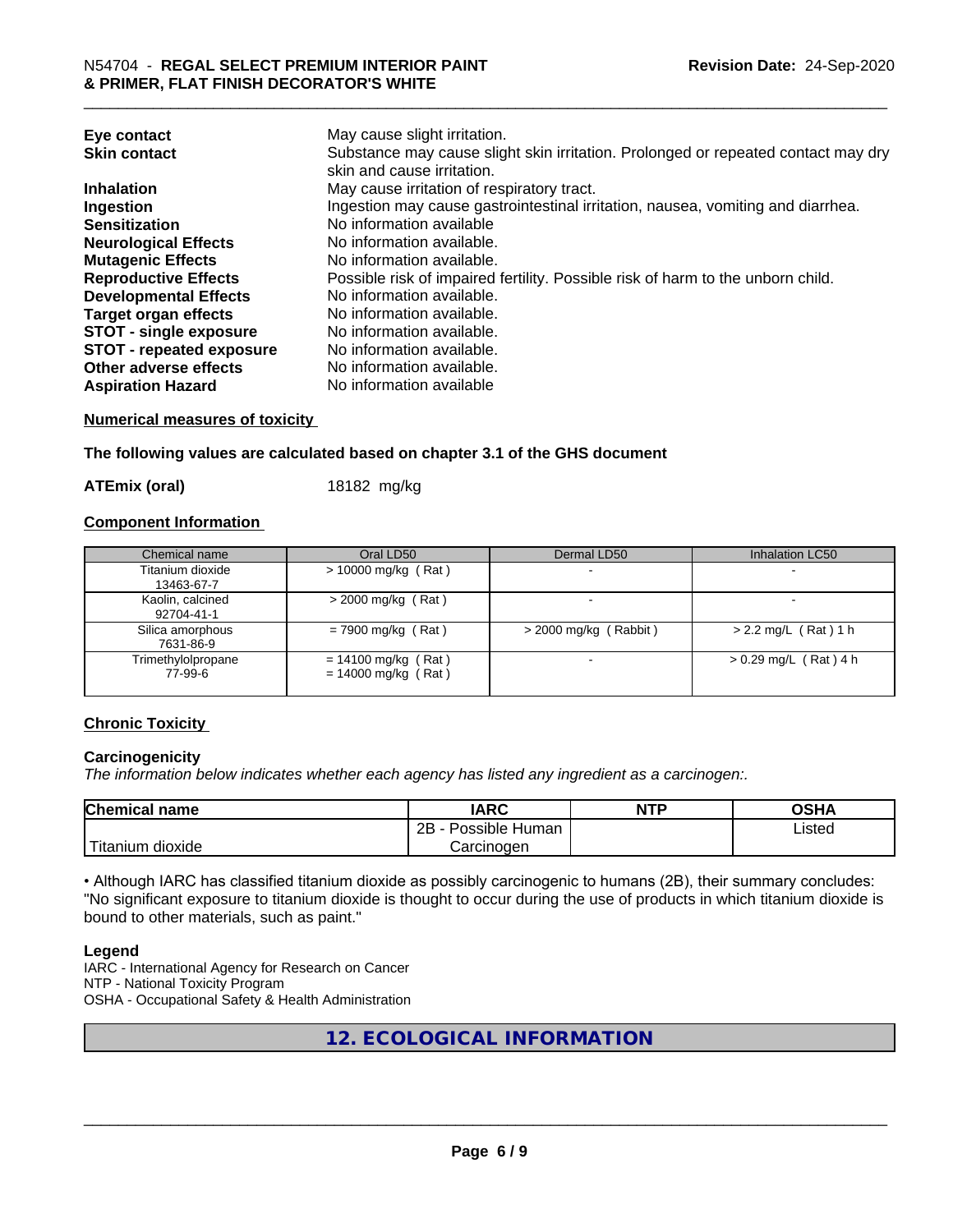| | |
|---|---|
| **Eye contact** | May cause slight irritation. |
| **Skin contact** | Substance may cause slight skin irritation. Prolonged or repeated contact may dry skin and cause irritation. |
| **Inhalation** | May cause irritation of respiratory tract. |
| **Ingestion** | Ingestion may cause gastrointestinal irritation, nausea, vomiting and diarrhea. |
| **Sensitization** | No information available |
| **Neurological Effects** | No information available. |
| **Mutagenic Effects** | No information available. |
| **Reproductive Effects** | Possible risk of impaired fertility. Possible risk of harm to the unborn child. |
| **Developmental Effects** | No information available. |
| **Target organ effects** | No information available. |
| **STOT - single exposure** | No information available. |
| **STOT - repeated exposure** | No information available. |
| **Other adverse effects** | No information available. |
| **Aspiration Hazard** | No information available |

**Numerical measures of toxicity**

**The following values are calculated based on chapter 3.1 of the GHS document**

**ATEmix (oral)** 18182 mg/kg

**Component Information**

| Chemical name | Oral LD50 | Dermal LD50 | Inhalation LC50 |
|---|---|---|---|
| Titanium dioxide 13463-67-7 | > 10000 mg/kg ( Rat ) | - | - |
| Kaolin, calcined 92704-41-1 | > 2000 mg/kg ( Rat ) | - | - |
| Silica amorphous 7631-86-9 | = 7900 mg/kg ( Rat ) | > 2000 mg/kg ( Rabbit ) | > 2.2 mg/L ( Rat ) 1 h |
| Trimethylolpropane 77-99-6 | = 14100 mg/kg ( Rat ) = 14000 mg/kg ( Rat ) | - | > 0.29 mg/L ( Rat ) 4 h |

**Chronic Toxicity**

**Carcinogenicity**

*The information below indicates whether each agency has listed any ingredient as a carcinogen:.*

| Chemical name | IARC | NTP | OSHA |
|---|---|---|---|
| Titanium dioxide | 2B - Possible Human Carcinogen | | Listed |

• Although IARC has classified titanium dioxide as possibly carcinogenic to humans (2B), their summary concludes: "No significant exposure to titanium dioxide is thought to occur during the use of products in which titanium dioxide is bound to other materials, such as paint."

**Legend**

IARC - International Agency for Research on Cancer
NTP - National Toxicity Program
OSHA - Occupational Safety & Health Administration

## 12. ECOLOGICAL INFORMATION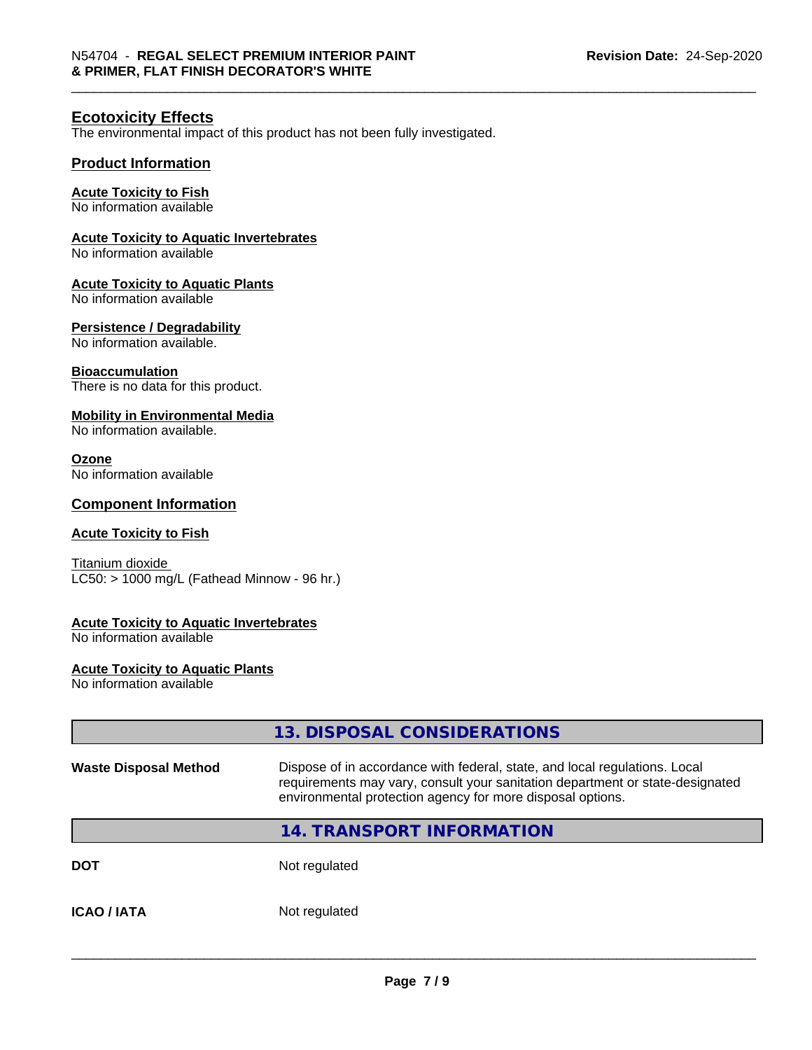## Ecotoxicity Effects

The environmental impact of this product has not been fully investigated.

### Product Information

**Acute Toxicity to Fish**
No information available

**Acute Toxicity to Aquatic Invertebrates**
No information available

**Acute Toxicity to Aquatic Plants**
No information available

**Persistence / Degradability**
No information available.

**Bioaccumulation**
There is no data for this product.

**Mobility in Environmental Media**
No information available.

**Ozone**
No information available

### Component Information

**Acute Toxicity to Fish**

Titanium dioxide
LC50: > 1000 mg/L (Fathead Minnow - 96 hr.)

**Acute Toxicity to Aquatic Invertebrates**
No information available

**Acute Toxicity to Aquatic Plants**
No information available

## 13. DISPOSAL CONSIDERATIONS

| | |
|---|---|
| **Waste Disposal Method** | Dispose of in accordance with federal, state, and local regulations. Local requirements may vary, consult your sanitation department or state-designated environmental protection agency for more disposal options. |

## 14. TRANSPORT INFORMATION

| | |
|---|---|
| **DOT** | Not regulated |
| **ICAO / IATA** | Not regulated |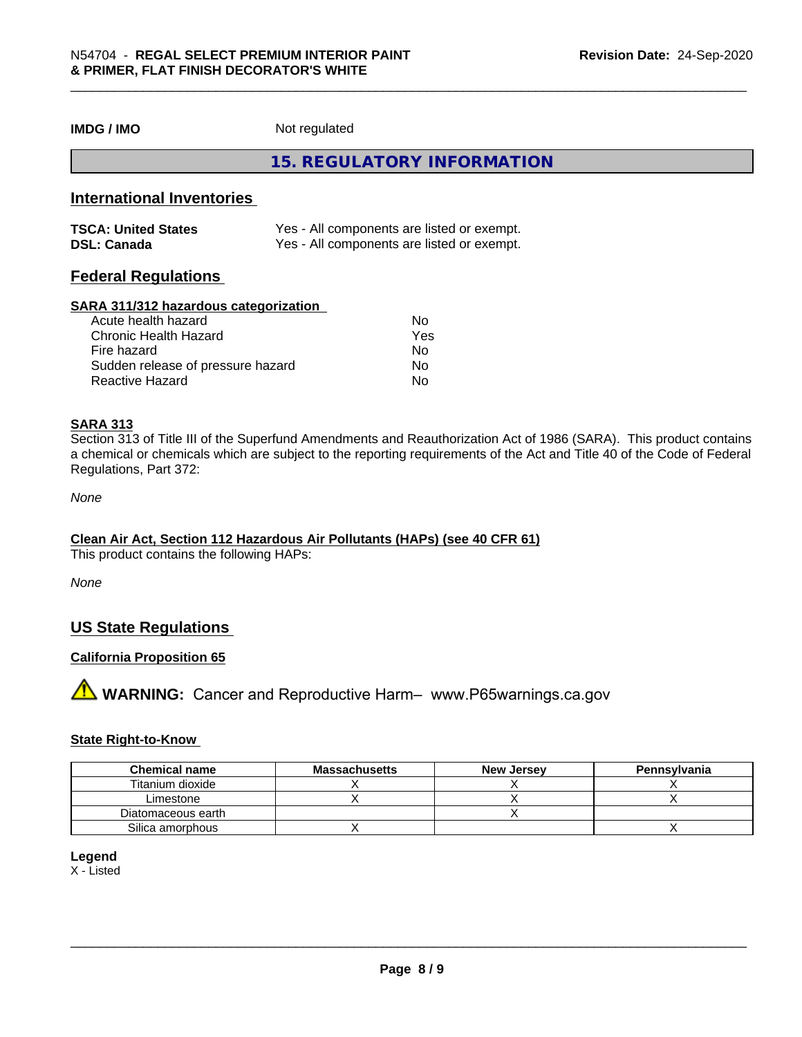| | |
|---|---|
| **IMDG / IMO** | Not regulated |

## 15. REGULATORY INFORMATION

### International Inventories

| | |
|---|---|
| **TSCA: United States** | Yes - All components are listed or exempt. |
| **DSL: Canada** | Yes - All components are listed or exempt. |

### Federal Regulations

**SARA 311/312 hazardous categorization**

| | |
|---|---|
| Acute health hazard | No |
| Chronic Health Hazard | Yes |
| Fire hazard | No |
| Sudden release of pressure hazard | No |
| Reactive Hazard | No |

**SARA 313**

Section 313 of Title III of the Superfund Amendments and Reauthorization Act of 1986 (SARA). This product contains a chemical or chemicals which are subject to the reporting requirements of the Act and Title 40 of the Code of Federal Regulations, Part 372:

*None*

**Clean Air Act, Section 112 Hazardous Air Pollutants (HAPs) (see 40 CFR 61)**

This product contains the following HAPs:

*None*

### US State Regulations

**California Proposition 65**

⚠ **WARNING:** Cancer and Reproductive Harm– www.P65warnings.ca.gov

**State Right-to-Know**

| Chemical name | Massachusetts | New Jersey | Pennsylvania |
|---|---|---|---|
| Titanium dioxide | X | X | X |
| Limestone | X | X | X |
| Diatomaceous earth | | X | |
| Silica amorphous | X | | X |

**Legend**

X - Listed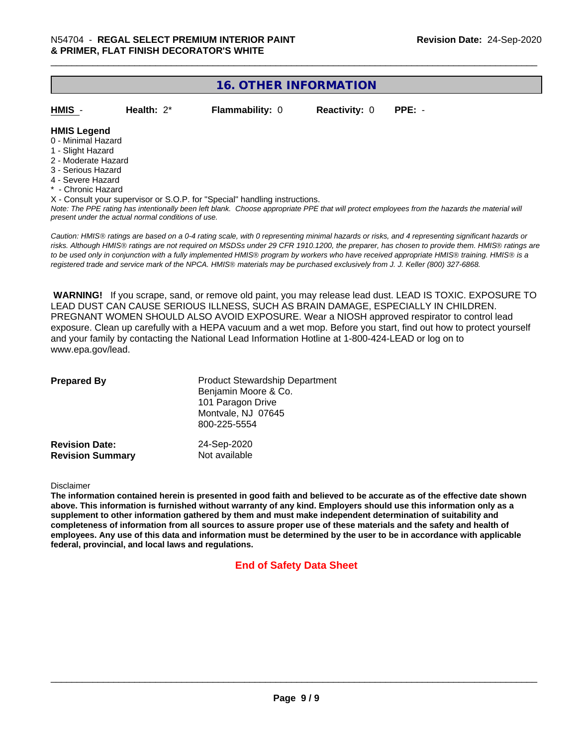## 16. OTHER INFORMATION

| HMIS - | Health: 2* | Flammability: 0 | Reactivity: 0 | PPE: - |
|---|---|---|---|---|

**HMIS Legend**

0 - Minimal Hazard
1 - Slight Hazard
2 - Moderate Hazard
3 - Serious Hazard
4 - Severe Hazard
* - Chronic Hazard
X - Consult your supervisor or S.O.P. for "Special" handling instructions.

*Note: The PPE rating has intentionally been left blank. Choose appropriate PPE that will protect employees from the hazards the material will present under the actual normal conditions of use.*

*Caution: HMIS® ratings are based on a 0-4 rating scale, with 0 representing minimal hazards or risks, and 4 representing significant hazards or risks. Although HMIS® ratings are not required on MSDSs under 29 CFR 1910.1200, the preparer, has chosen to provide them. HMIS® ratings are to be used only in conjunction with a fully implemented HMIS® program by workers who have received appropriate HMIS® training. HMIS® is a registered trade and service mark of the NPCA. HMIS® materials may be purchased exclusively from J. J. Keller (800) 327-6868.*

**WARNING!** If you scrape, sand, or remove old paint, you may release lead dust. LEAD IS TOXIC. EXPOSURE TO LEAD DUST CAN CAUSE SERIOUS ILLNESS, SUCH AS BRAIN DAMAGE, ESPECIALLY IN CHILDREN. PREGNANT WOMEN SHOULD ALSO AVOID EXPOSURE. Wear a NIOSH approved respirator to control lead exposure. Clean up carefully with a HEPA vacuum and a wet mop. Before you start, find out how to protect yourself and your family by contacting the National Lead Information Hotline at 1-800-424-LEAD or log on to www.epa.gov/lead.

| | |
|---|---|
| **Prepared By** | Product Stewardship Department<br>Benjamin Moore & Co.<br>101 Paragon Drive<br>Montvale, NJ 07645<br>800-225-5554 |
| **Revision Date:** | 24-Sep-2020 |
| **Revision Summary** | Not available |

Disclaimer

**The information contained herein is presented in good faith and believed to be accurate as of the effective date shown above. This information is furnished without warranty of any kind. Employers should use this information only as a supplement to other information gathered by them and must make independent determination of suitability and completeness of information from all sources to assure proper use of these materials and the safety and health of employees. Any use of this data and information must be determined by the user to be in accordance with applicable federal, provincial, and local laws and regulations.**

**End of Safety Data Sheet**